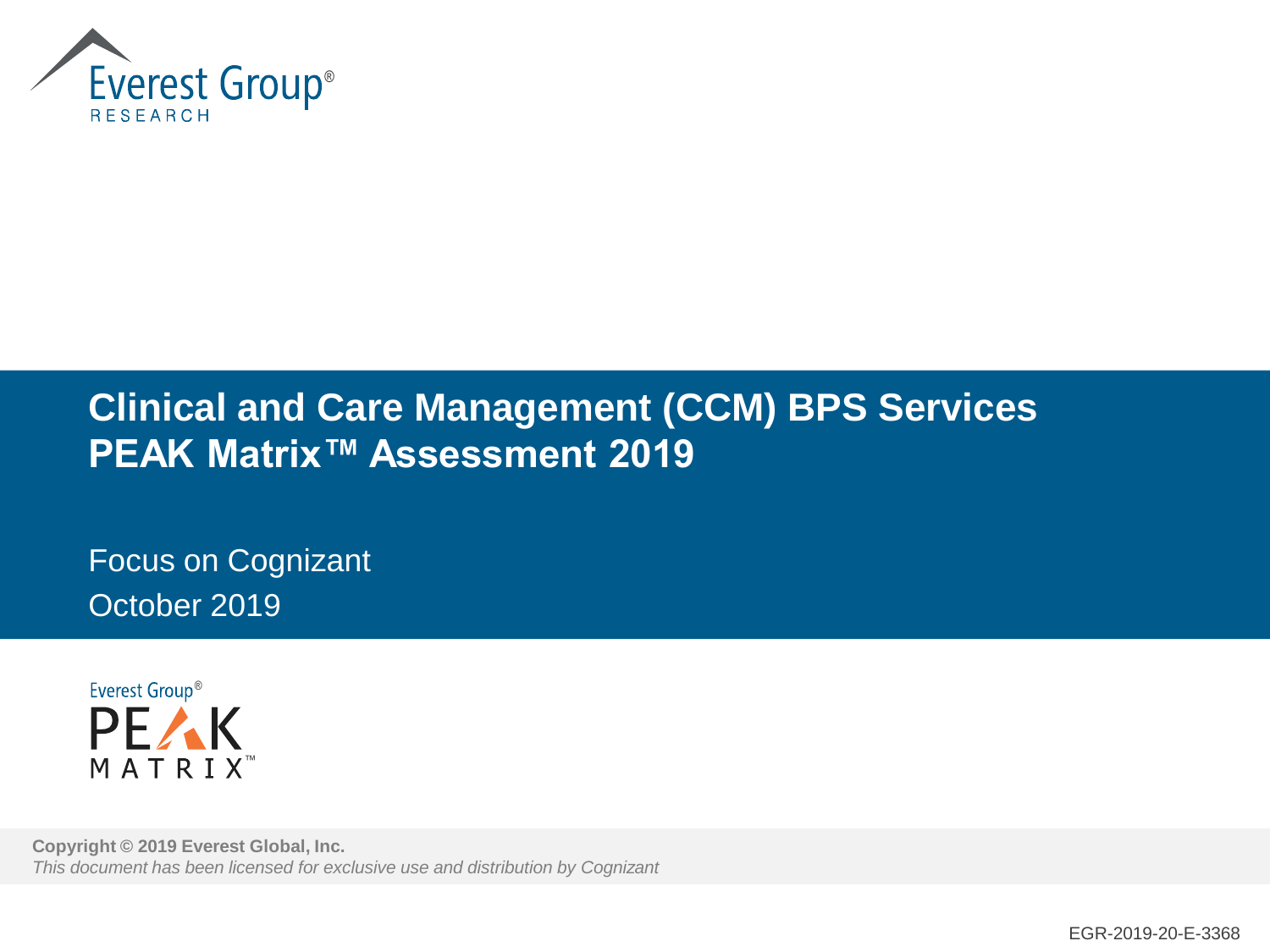Everest Group®
RESEARCH

# Clinical and Care Management (CCM) BPS Services PEAK Matrix™ Assessment 2019

Focus on Cognizant

October 2019

Everest Group® PEAK MATRIX™

**Copyright © 2019 Everest Global, Inc.**

*This document has been licensed for exclusive use and distribution by Cognizant*

EGR-2019-20-E-3368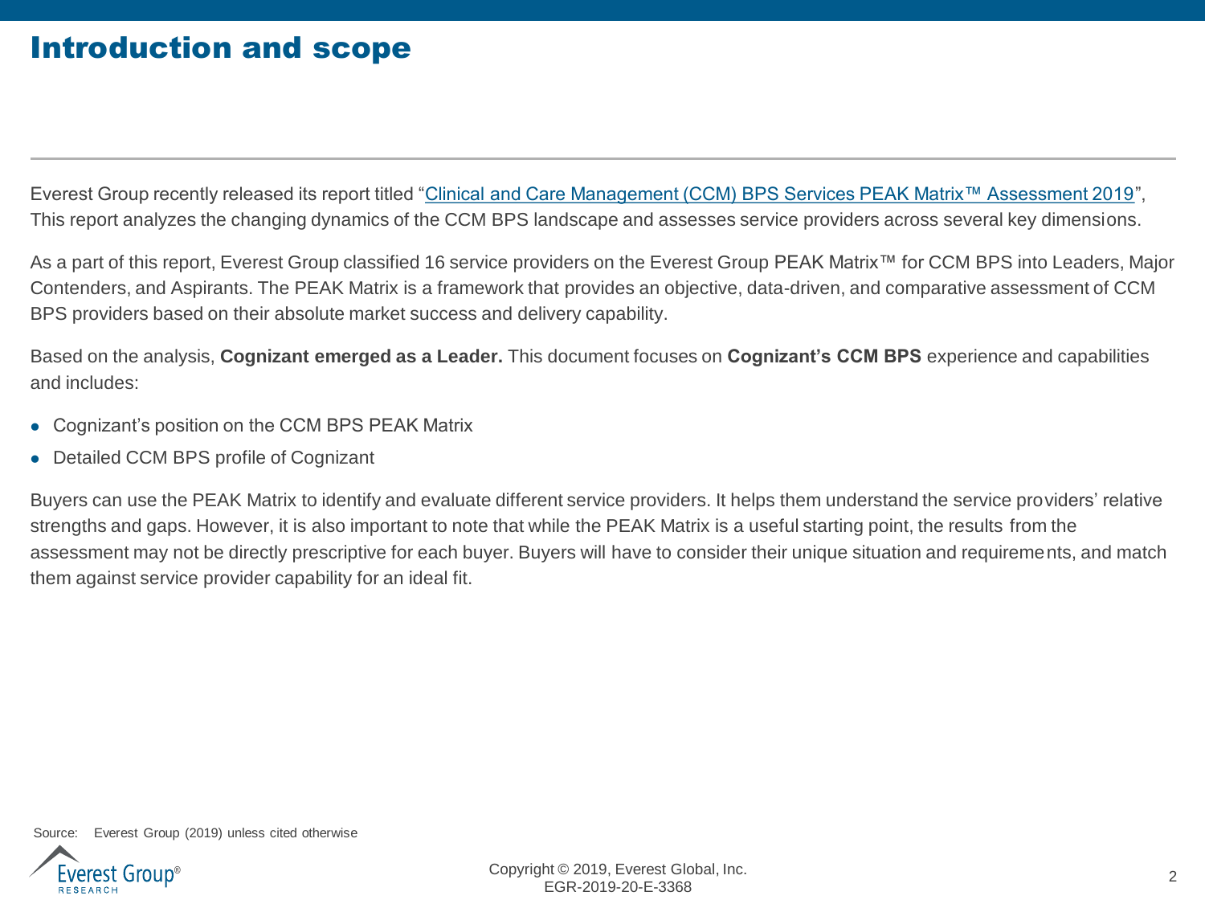# Introduction and scope

Everest Group recently released its report titled "Clinical and Care Management (CCM) BPS Services PEAK Matrix™ Assessment 2019", This report analyzes the changing dynamics of the CCM BPS landscape and assesses service providers across several key dimensions.

As a part of this report, Everest Group classified 16 service providers on the Everest Group PEAK Matrix™ for CCM BPS into Leaders, Major Contenders, and Aspirants. The PEAK Matrix is a framework that provides an objective, data-driven, and comparative assessment of CCM BPS providers based on their absolute market success and delivery capability.

Based on the analysis, **Cognizant emerged as a Leader.** This document focuses on **Cognizant's CCM BPS** experience and capabilities and includes:

- Cognizant's position on the CCM BPS PEAK Matrix
- Detailed CCM BPS profile of Cognizant

Buyers can use the PEAK Matrix to identify and evaluate different service providers. It helps them understand the service providers' relative strengths and gaps. However, it is also important to note that while the PEAK Matrix is a useful starting point, the results from the assessment may not be directly prescriptive for each buyer. Buyers will have to consider their unique situation and requirements, and match them against service provider capability for an ideal fit.

Source: Everest Group (2019) unless cited otherwise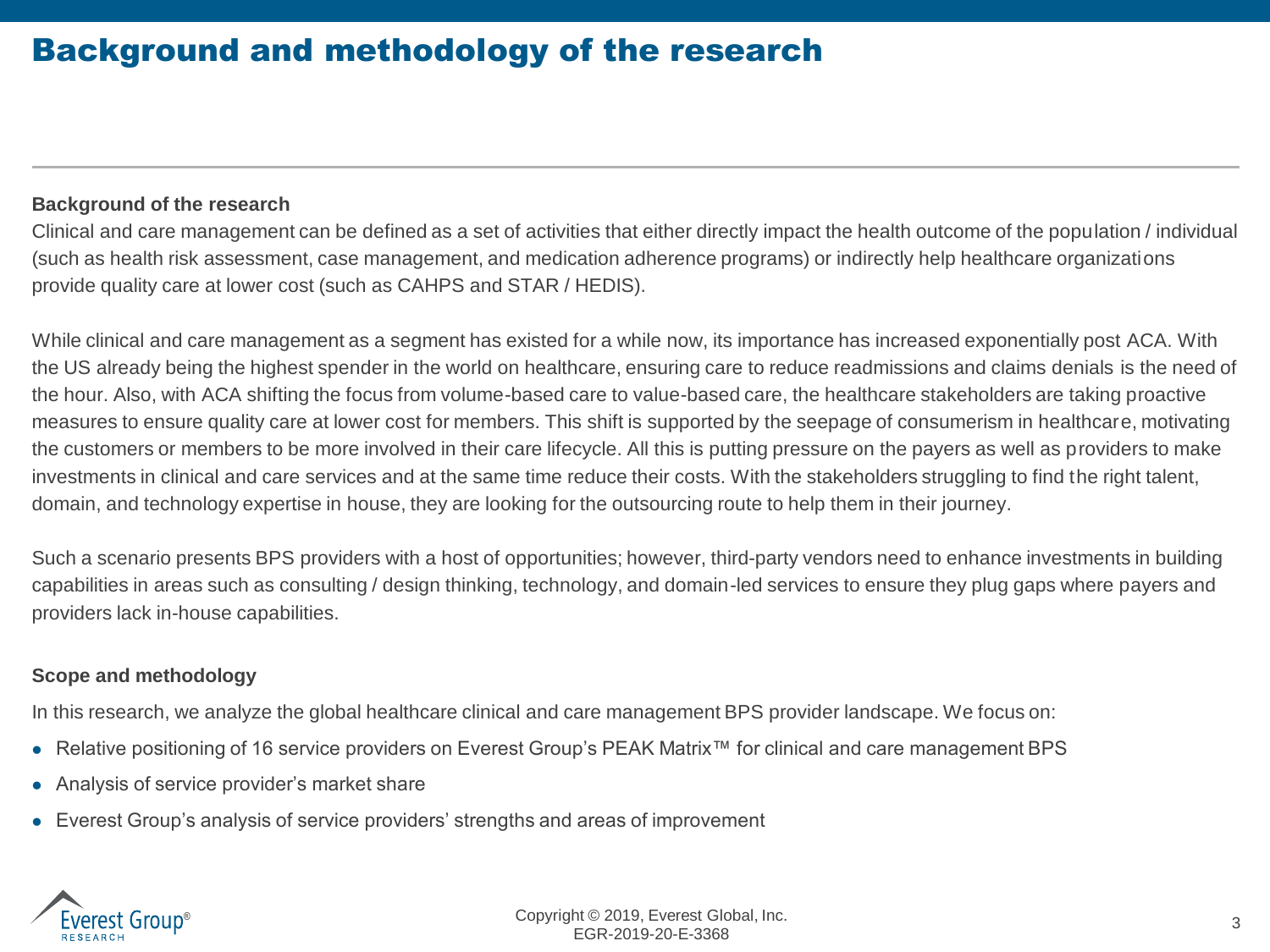# Background and methodology of the research

**Background of the research**

Clinical and care management can be defined as a set of activities that either directly impact the health outcome of the population / individual (such as health risk assessment, case management, and medication adherence programs) or indirectly help healthcare organizations provide quality care at lower cost (such as CAHPS and STAR / HEDIS).

While clinical and care management as a segment has existed for a while now, its importance has increased exponentially post ACA. With the US already being the highest spender in the world on healthcare, ensuring care to reduce readmissions and claims denials is the need of the hour. Also, with ACA shifting the focus from volume-based care to value-based care, the healthcare stakeholders are taking proactive measures to ensure quality care at lower cost for members. This shift is supported by the seepage of consumerism in healthcare, motivating the customers or members to be more involved in their care lifecycle. All this is putting pressure on the payers as well as providers to make investments in clinical and care services and at the same time reduce their costs. With the stakeholders struggling to find the right talent, domain, and technology expertise in house, they are looking for the outsourcing route to help them in their journey.

Such a scenario presents BPS providers with a host of opportunities; however, third-party vendors need to enhance investments in building capabilities in areas such as consulting / design thinking, technology, and domain-led services to ensure they plug gaps where payers and providers lack in-house capabilities.

**Scope and methodology**

In this research, we analyze the global healthcare clinical and care management BPS provider landscape. We focus on:

- Relative positioning of 16 service providers on Everest Group's PEAK Matrix™ for clinical and care management BPS
- Analysis of service provider's market share
- Everest Group's analysis of service providers' strengths and areas of improvement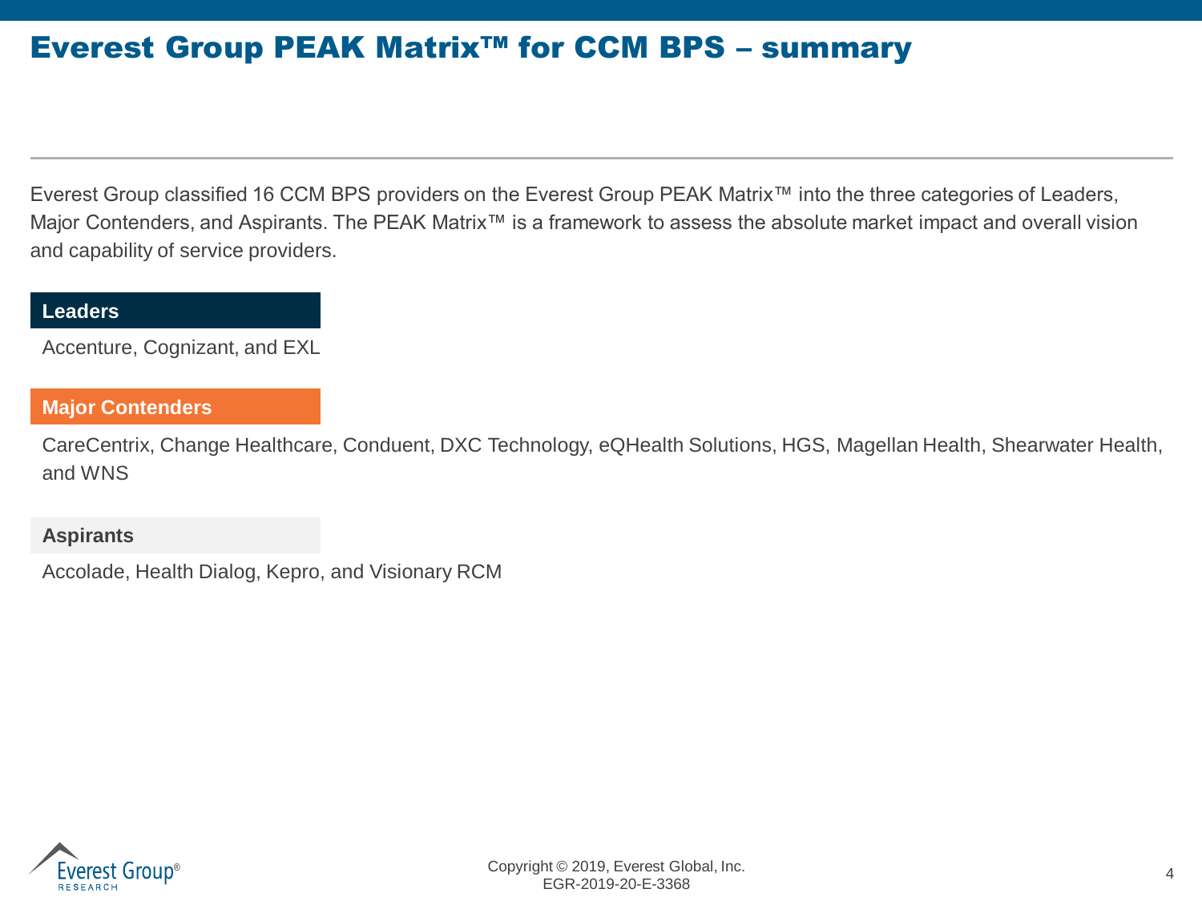# Everest Group PEAK Matrix™ for CCM BPS – summary

Everest Group classified 16 CCM BPS providers on the Everest Group PEAK Matrix™ into the three categories of Leaders, Major Contenders, and Aspirants. The PEAK Matrix™ is a framework to assess the absolute market impact and overall vision and capability of service providers.

### Leaders

Accenture, Cognizant, and EXL

### Major Contenders

CareCentrix, Change Healthcare, Conduent, DXC Technology, eQHealth Solutions, HGS, Magellan Health, Shearwater Health, and WNS

### Aspirants

Accolade, Health Dialog, Kepro, and Visionary RCM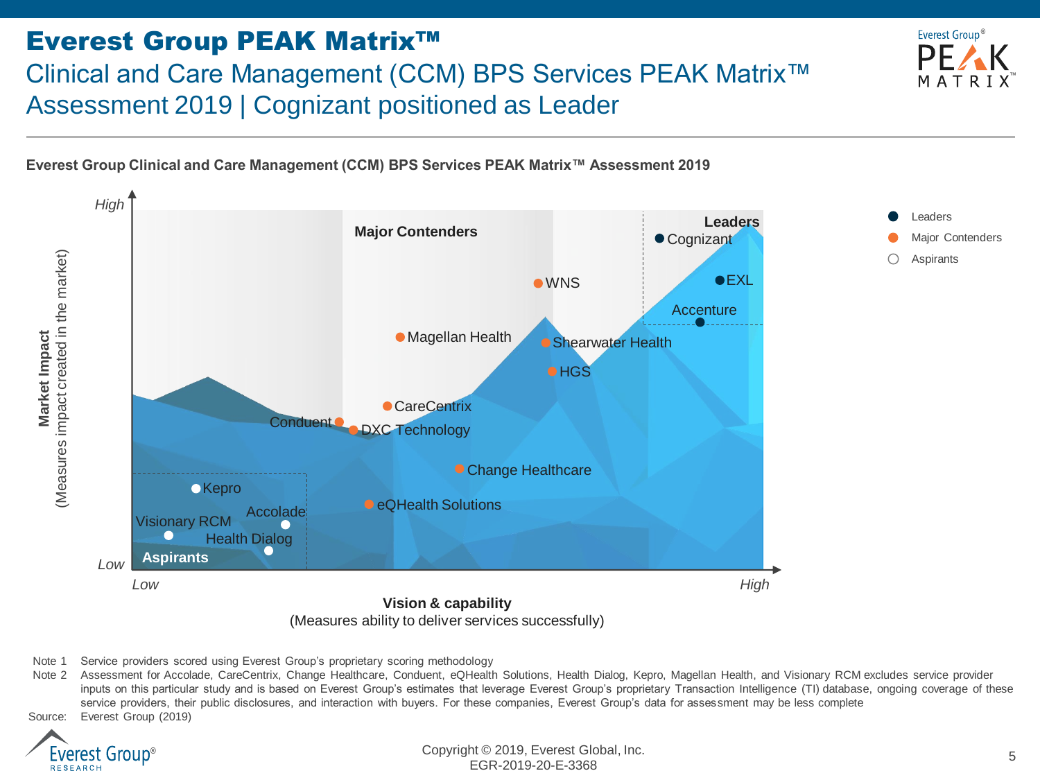# Everest Group PEAK Matrix™

## Clinical and Care Management (CCM) BPS Services PEAK Matrix™ Assessment 2019 | Cognizant positioned as Leader

**Everest Group Clinical and Care Management (CCM) BPS Services PEAK Matrix™ Assessment 2019**

Market Impact (Measures impact created in the market): High / Low

Vision & capability (Measures ability to deliver services successfully): Low / High

**Leaders**: Cognizant, EXL, Accenture

**Major Contenders**: WNS, Magellan Health, Shearwater Health, HGS, CareCentrix, Conduent, DXC Technology, Change Healthcare, eQHealth Solutions

**Aspirants**: Kepro, Visionary RCM, Accolade, Health Dialog

Legend: Leaders, Major Contenders, Aspirants

Note 1 Service providers scored using Everest Group's proprietary scoring methodology

Note 2 Assessment for Accolade, CareCentrix, Change Healthcare, Conduent, eQHealth Solutions, Health Dialog, Kepro, Magellan Health, and Visionary RCM excludes service provider inputs on this particular study and is based on Everest Group's estimates that leverage Everest Group's proprietary Transaction Intelligence (TI) database, ongoing coverage of these service providers, their public disclosures, and interaction with buyers. For these companies, Everest Group's data for assessment may be less complete

Source: Everest Group (2019)

Copyright © 2019, Everest Global, Inc.
EGR-2019-20-E-3368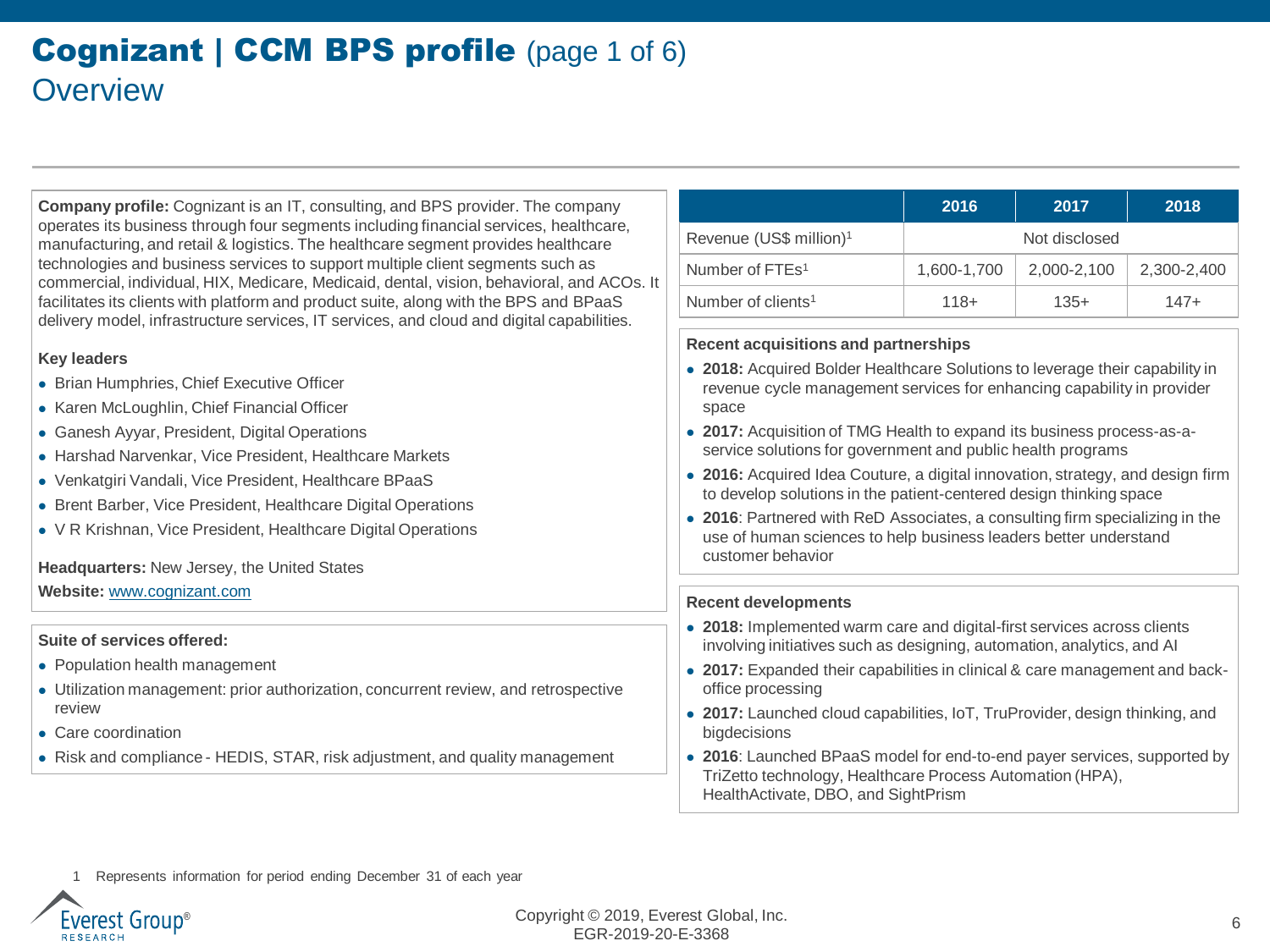# Cognizant | CCM BPS profile (page 1 of 6)

## Overview

**Company profile:** Cognizant is an IT, consulting, and BPS provider. The company operates its business through four segments including financial services, healthcare, manufacturing, and retail & logistics. The healthcare segment provides healthcare technologies and business services to support multiple client segments such as commercial, individual, HIX, Medicare, Medicaid, dental, vision, behavioral, and ACOs. It facilitates its clients with platform and product suite, along with the BPS and BPaaS delivery model, infrastructure services, IT services, and cloud and digital capabilities.

**Key leaders**

- Brian Humphries, Chief Executive Officer
- Karen McLoughlin, Chief Financial Officer
- Ganesh Ayyar, President, Digital Operations
- Harshad Narvenkar, Vice President, Healthcare Markets
- Venkatgiri Vandali, Vice President, Healthcare BPaaS
- Brent Barber, Vice President, Healthcare Digital Operations
- V R Krishnan, Vice President, Healthcare Digital Operations

**Headquarters:** New Jersey, the United States

**Website:** www.cognizant.com

**Suite of services offered:**

- Population health management
- Utilization management: prior authorization, concurrent review, and retrospective review
- Care coordination
- Risk and compliance - HEDIS, STAR, risk adjustment, and quality management

| | 2016 | 2017 | 2018 |
|---|---|---|---|
| Revenue (US$ million)[1] | Not disclosed | | |
| Number of FTEs[1] | 1,600-1,700 | 2,000-2,100 | 2,300-2,400 |
| Number of clients[1] | 118+ | 135+ | 147+ |

**Recent acquisitions and partnerships**

- **2018:** Acquired Bolder Healthcare Solutions to leverage their capability in revenue cycle management services for enhancing capability in provider space
- **2017:** Acquisition of TMG Health to expand its business process-as-a-service solutions for government and public health programs
- **2016:** Acquired Idea Couture, a digital innovation, strategy, and design firm to develop solutions in the patient-centered design thinking space
- **2016**: Partnered with ReD Associates, a consulting firm specializing in the use of human sciences to help business leaders better understand customer behavior

**Recent developments**

- **2018:** Implemented warm care and digital-first services across clients involving initiatives such as designing, automation, analytics, and AI
- **2017:** Expanded their capabilities in clinical & care management and back-office processing
- **2017:** Launched cloud capabilities, IoT, TruProvider, design thinking, and bigdecisions
- **2016**: Launched BPaaS model for end-to-end payer services, supported by TriZetto technology, Healthcare Process Automation (HPA), HealthActivate, DBO, and SightPrism

1 Represents information for period ending December 31 of each year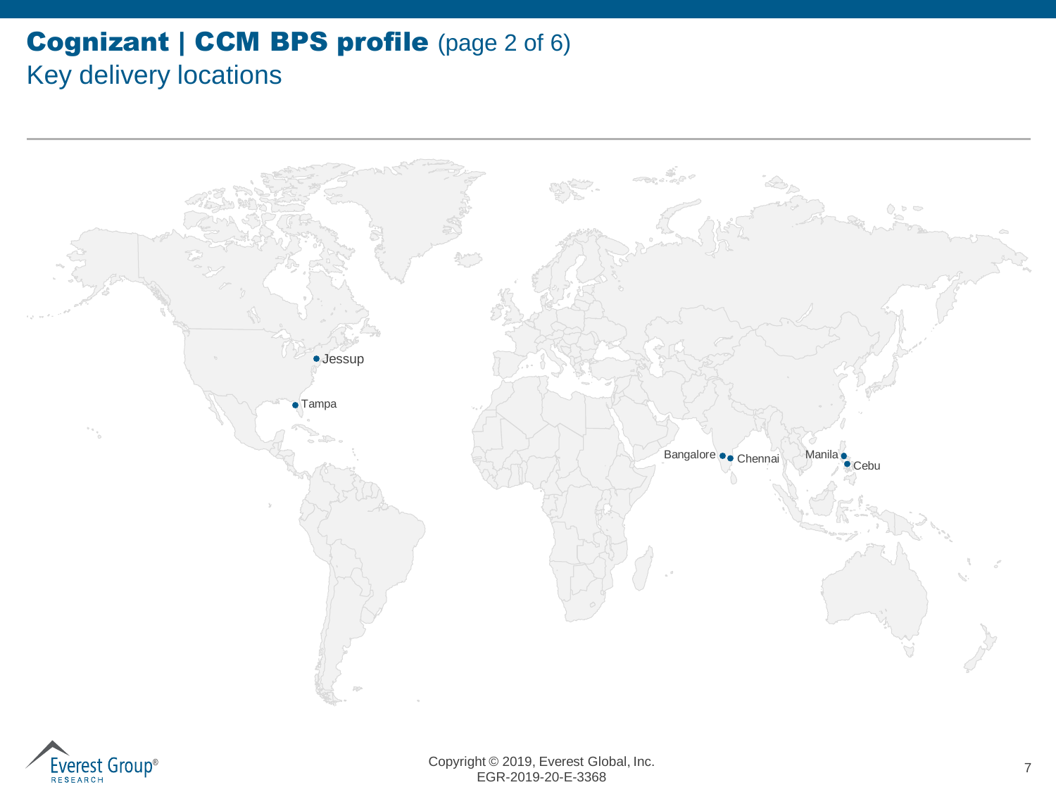# Cognizant | CCM BPS profile (page 2 of 6)

## Key delivery locations

Jessup

Tampa

Bangalore

Chennai

Manila

Cebu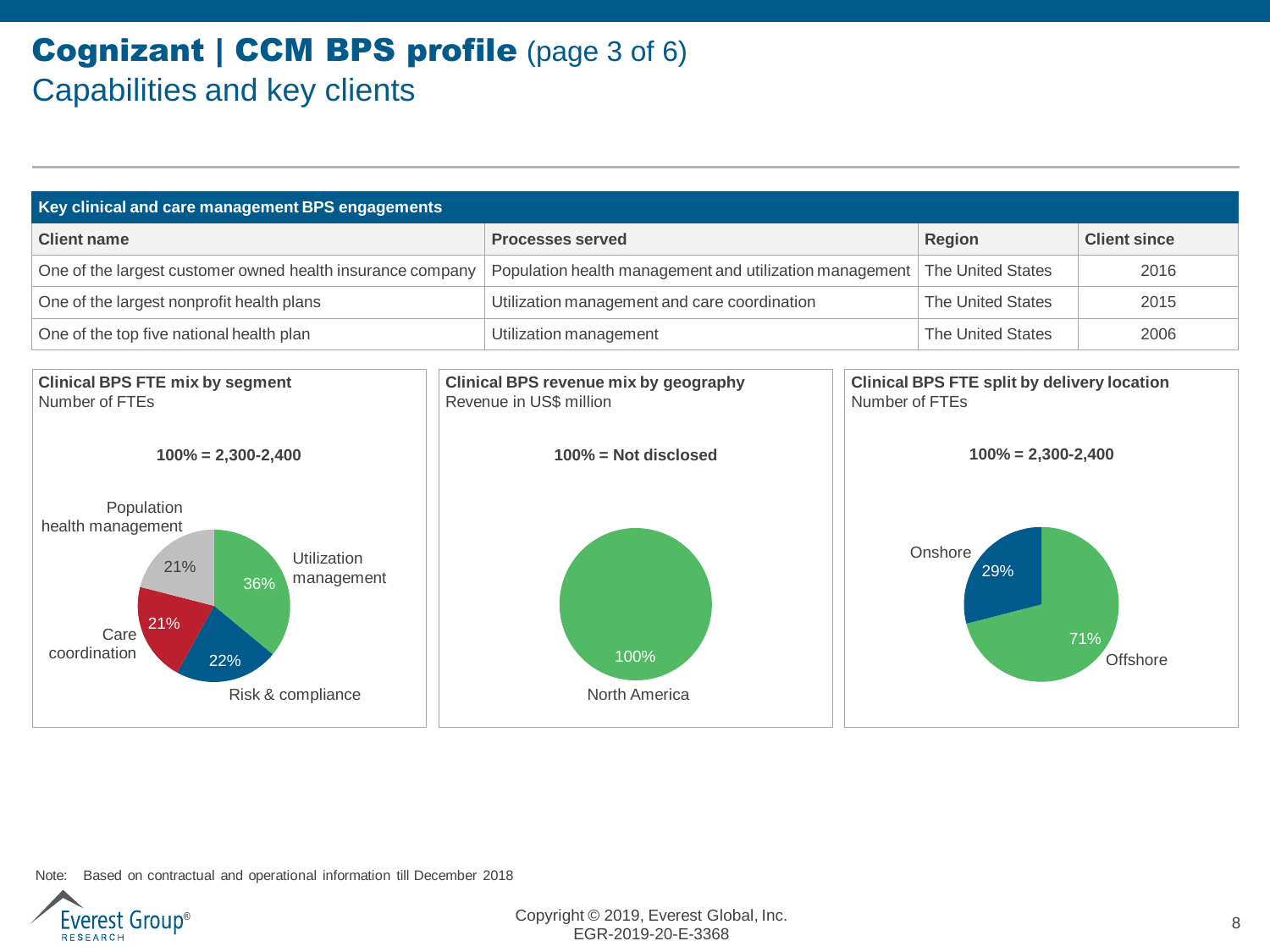# Cognizant | CCM BPS profile (page 3 of 6)

## Capabilities and key clients

| Key clinical and care management BPS engagements | | | |
|---|---|---|---|
| **Client name** | **Processes served** | **Region** | **Client since** |
| One of the largest customer owned health insurance company | Population health management and utilization management | The United States | 2016 |
| One of the largest nonprofit health plans | Utilization management and care coordination | The United States | 2015 |
| One of the top five national health plan | Utilization management | The United States | 2006 |

**Clinical BPS FTE mix by segment**
Number of FTEs

**100% = 2,300-2,400**

- Utilization management: 36%
- Risk & compliance: 22%
- Care coordination: 21%
- Population health management: 21%

**Clinical BPS revenue mix by geography**
Revenue in US$ million

**100% = Not disclosed**

- North America: 100%

**Clinical BPS FTE split by delivery location**
Number of FTEs

**100% = 2,300-2,400**

- Onshore: 29%
- Offshore: 71%

Note: Based on contractual and operational information till December 2018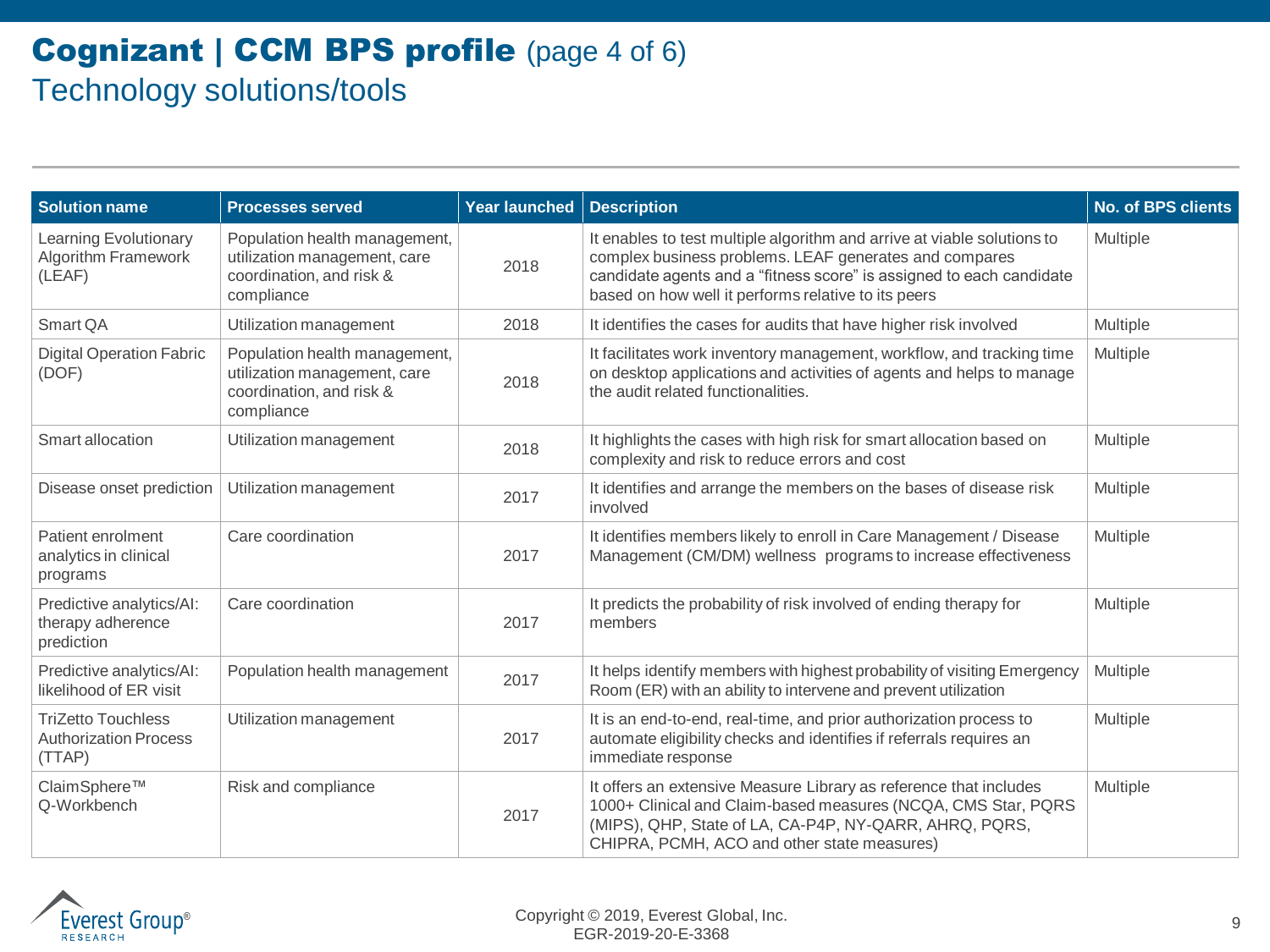# Cognizant | CCM BPS profile (page 4 of 6)

## Technology solutions/tools

| Solution name | Processes served | Year launched | Description | No. of BPS clients |
|---|---|---|---|---|
| Learning Evolutionary Algorithm Framework (LEAF) | Population health management, utilization management, care coordination, and risk & compliance | 2018 | It enables to test multiple algorithm and arrive at viable solutions to complex business problems. LEAF generates and compares candidate agents and a "fitness score" is assigned to each candidate based on how well it performs relative to its peers | Multiple |
| Smart QA | Utilization management | 2018 | It identifies the cases for audits that have higher risk involved | Multiple |
| Digital Operation Fabric (DOF) | Population health management, utilization management, care coordination, and risk & compliance | 2018 | It facilitates work inventory management, workflow, and tracking time on desktop applications and activities of agents and helps to manage the audit related functionalities. | Multiple |
| Smart allocation | Utilization management | 2018 | It highlights the cases with high risk for smart allocation based on complexity and risk to reduce errors and cost | Multiple |
| Disease onset prediction | Utilization management | 2017 | It identifies and arrange the members on the bases of disease risk involved | Multiple |
| Patient enrolment analytics in clinical programs | Care coordination | 2017 | It identifies members likely to enroll in Care Management / Disease Management (CM/DM) wellness programs to increase effectiveness | Multiple |
| Predictive analytics/AI: therapy adherence prediction | Care coordination | 2017 | It predicts the probability of risk involved of ending therapy for members | Multiple |
| Predictive analytics/AI: likelihood of ER visit | Population health management | 2017 | It helps identify members with highest probability of visiting Emergency Room (ER) with an ability to intervene and prevent utilization | Multiple |
| TriZetto Touchless Authorization Process (TTAP) | Utilization management | 2017 | It is an end-to-end, real-time, and prior authorization process to automate eligibility checks and identifies if referrals requires an immediate response | Multiple |
| ClaimSphere™ Q-Workbench | Risk and compliance | 2017 | It offers an extensive Measure Library as reference that includes 1000+ Clinical and Claim-based measures (NCQA, CMS Star, PQRS (MIPS), QHP, State of LA, CA-P4P, NY-QARR, AHRQ, PQRS, CHIPRA, PCMH, ACO and other state measures) | Multiple |

Copyright © 2019, Everest Global, Inc.
EGR-2019-20-E-3368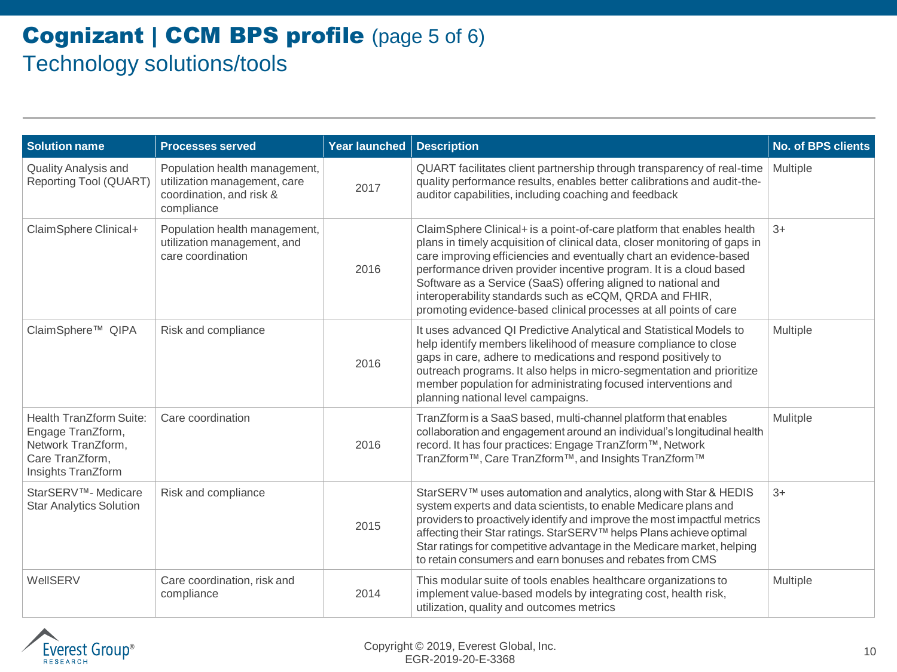# Cognizant | CCM BPS profile (page 5 of 6)

## Technology solutions/tools

| Solution name | Processes served | Year launched | Description | No. of BPS clients |
|---|---|---|---|---|
| Quality Analysis and Reporting Tool (QUART) | Population health management, utilization management, care coordination, and risk & compliance | 2017 | QUART facilitates client partnership through transparency of real-time quality performance results, enables better calibrations and audit-the-auditor capabilities, including coaching and feedback | Multiple |
| ClaimSphere Clinical+ | Population health management, utilization management, and care coordination | 2016 | ClaimSphere Clinical+ is a point-of-care platform that enables health plans in timely acquisition of clinical data, closer monitoring of gaps in care improving efficiencies and eventually chart an evidence-based performance driven provider incentive program. It is a cloud based Software as a Service (SaaS) offering aligned to national and interoperability standards such as eCQM, QRDA and FHIR, promoting evidence-based clinical processes at all points of care | 3+ |
| ClaimSphere™ QIPA | Risk and compliance | 2016 | It uses advanced QI Predictive Analytical and Statistical Models to help identify members likelihood of measure compliance to close gaps in care, adhere to medications and respond positively to outreach programs. It also helps in micro-segmentation and prioritize member population for administrating focused interventions and planning national level campaigns. | Multiple |
| Health TranZform Suite: Engage TranZform, Network TranZform, Care TranZform, Insights TranZform | Care coordination | 2016 | TranZform is a SaaS based, multi-channel platform that enables collaboration and engagement around an individual's longitudinal health record. It has four practices: Engage TranZform™, Network TranZform™, Care TranZform™, and Insights TranZform™ | Mulitple |
| StarSERV™- Medicare Star Analytics Solution | Risk and compliance | 2015 | StarSERV™ uses automation and analytics, along with Star & HEDIS system experts and data scientists, to enable Medicare plans and providers to proactively identify and improve the most impactful metrics affecting their Star ratings. StarSERV™ helps Plans achieve optimal Star ratings for competitive advantage in the Medicare market, helping to retain consumers and earn bonuses and rebates from CMS | 3+ |
| WellSERV | Care coordination, risk and compliance | 2014 | This modular suite of tools enables healthcare organizations to implement value-based models by integrating cost, health risk, utilization, quality and outcomes metrics | Multiple |

Copyright © 2019, Everest Global, Inc.
EGR-2019-20-E-3368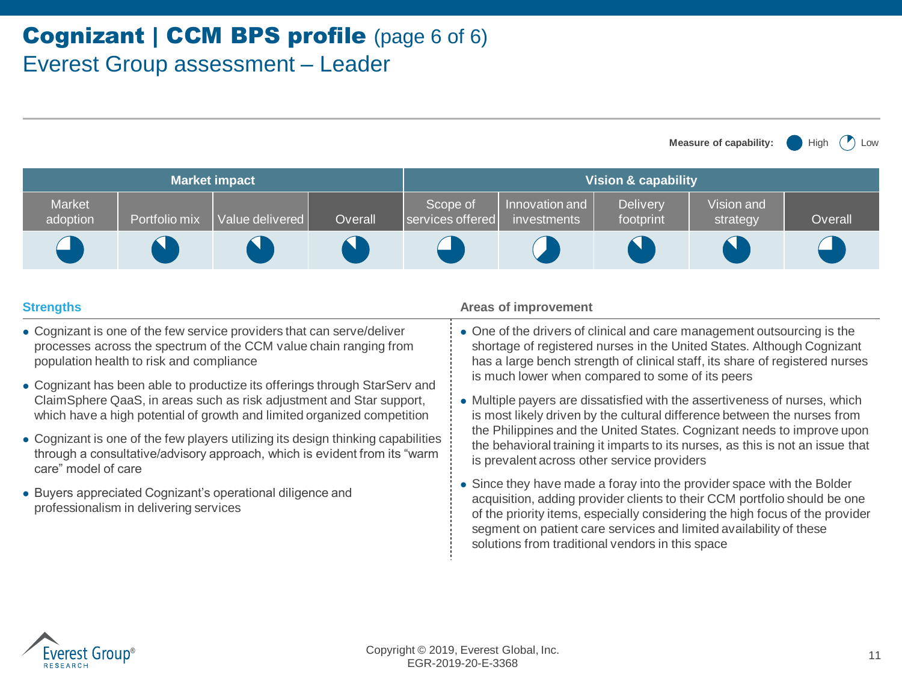# Cognizant | CCM BPS profile (page 6 of 6)

## Everest Group assessment – Leader

Measure of capability: ● High ◔ Low

| Market impact | | | | Vision & capability | | | | |
|---|---|---|---|---|---|---|---|---|
| Market adoption | Portfolio mix | Value delivered | Overall | Scope of services offered | Innovation and investments | Delivery footprint | Vision and strategy | Overall |
| ◕ | ◕ | ◕ | ◕ | ◕ | ◕ | ◕ | ◕ | ◕ |

### Strengths

- Cognizant is one of the few service providers that can serve/deliver processes across the spectrum of the CCM value chain ranging from population health to risk and compliance
- Cognizant has been able to productize its offerings through StarServ and ClaimSphere QaaS, in areas such as risk adjustment and Star support, which have a high potential of growth and limited organized competition
- Cognizant is one of the few players utilizing its design thinking capabilities through a consultative/advisory approach, which is evident from its "warm care" model of care
- Buyers appreciated Cognizant's operational diligence and professionalism in delivering services

### Areas of improvement

- One of the drivers of clinical and care management outsourcing is the shortage of registered nurses in the United States. Although Cognizant has a large bench strength of clinical staff, its share of registered nurses is much lower when compared to some of its peers
- Multiple payers are dissatisfied with the assertiveness of nurses, which is most likely driven by the cultural difference between the nurses from the Philippines and the United States. Cognizant needs to improve upon the behavioral training it imparts to its nurses, as this is not an issue that is prevalent across other service providers
- Since they have made a foray into the provider space with the Bolder acquisition, adding provider clients to their CCM portfolio should be one of the priority items, especially considering the high focus of the provider segment on patient care services and limited availability of these solutions from traditional vendors in this space

Copyright © 2019, Everest Global, Inc.
EGR-2019-20-E-3368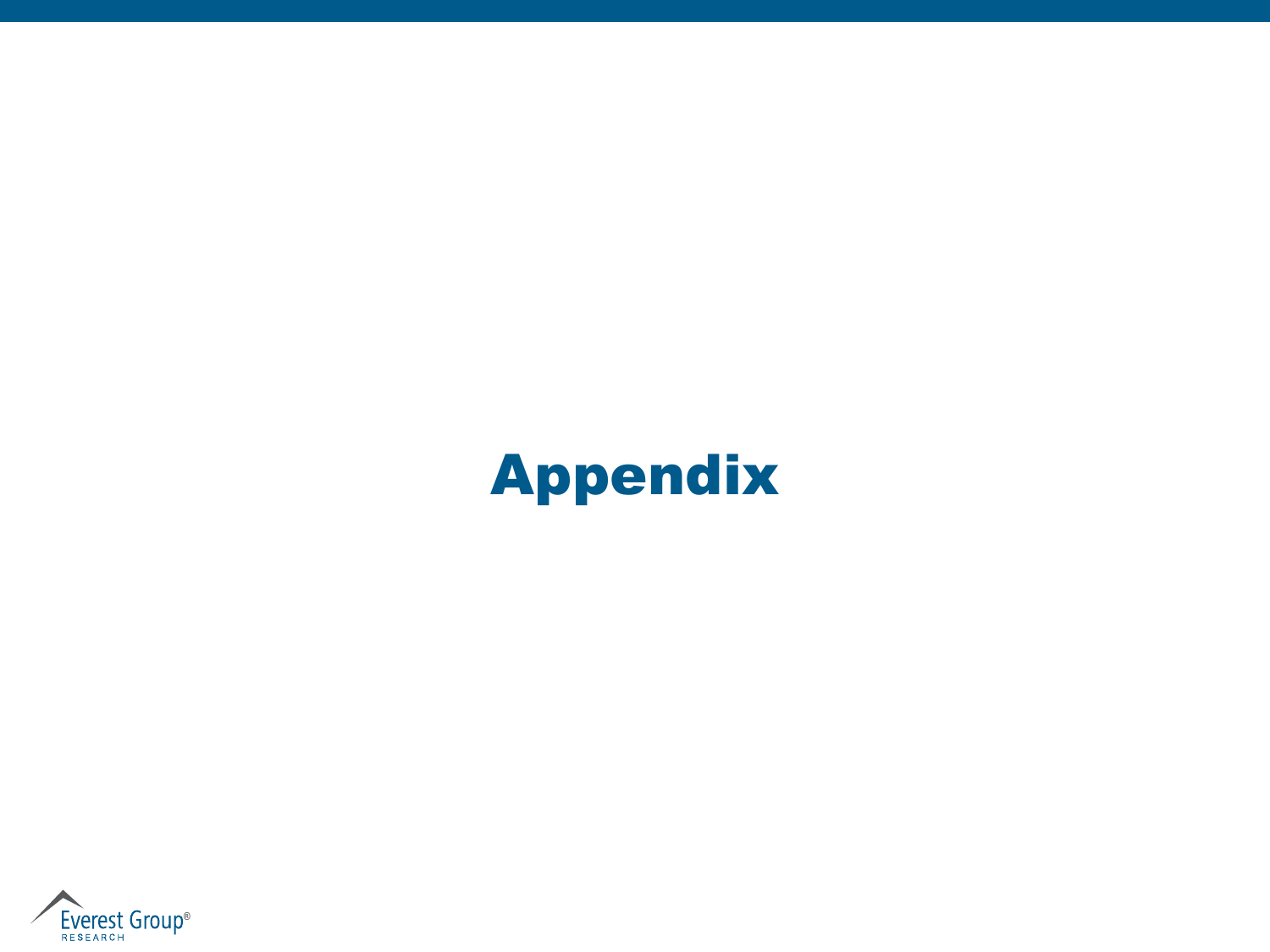# Appendix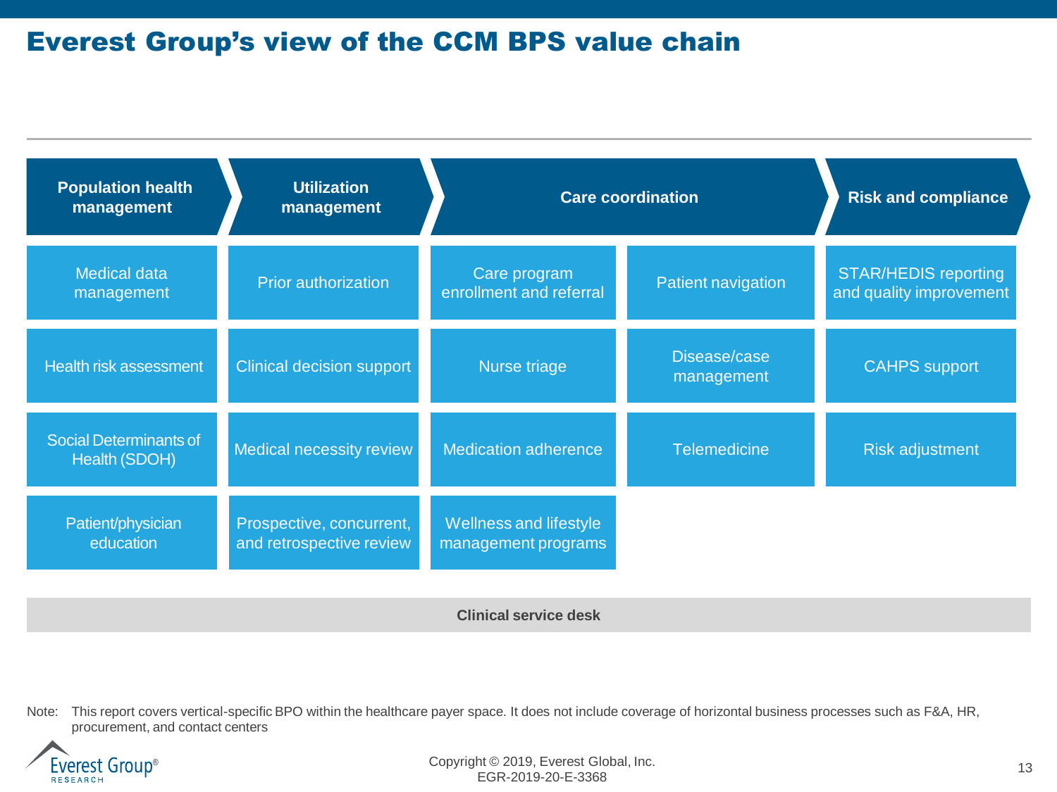# Everest Group's view of the CCM BPS value chain

| Population health management | Utilization management | Care coordination | | Risk and compliance |
|---|---|---|---|---|
| Medical data management | Prior authorization | Care program enrollment and referral | Patient navigation | STAR/HEDIS reporting and quality improvement |
| Health risk assessment | Clinical decision support | Nurse triage | Disease/case management | CAHPS support |
| Social Determinants of Health (SDOH) | Medical necessity review | Medication adherence | Telemedicine | Risk adjustment |
| Patient/physician education | Prospective, concurrent, and retrospective review | Wellness and lifestyle management programs | | |

**Clinical service desk**

Note: This report covers vertical-specific BPO within the healthcare payer space. It does not include coverage of horizontal business processes such as F&A, HR, procurement, and contact centers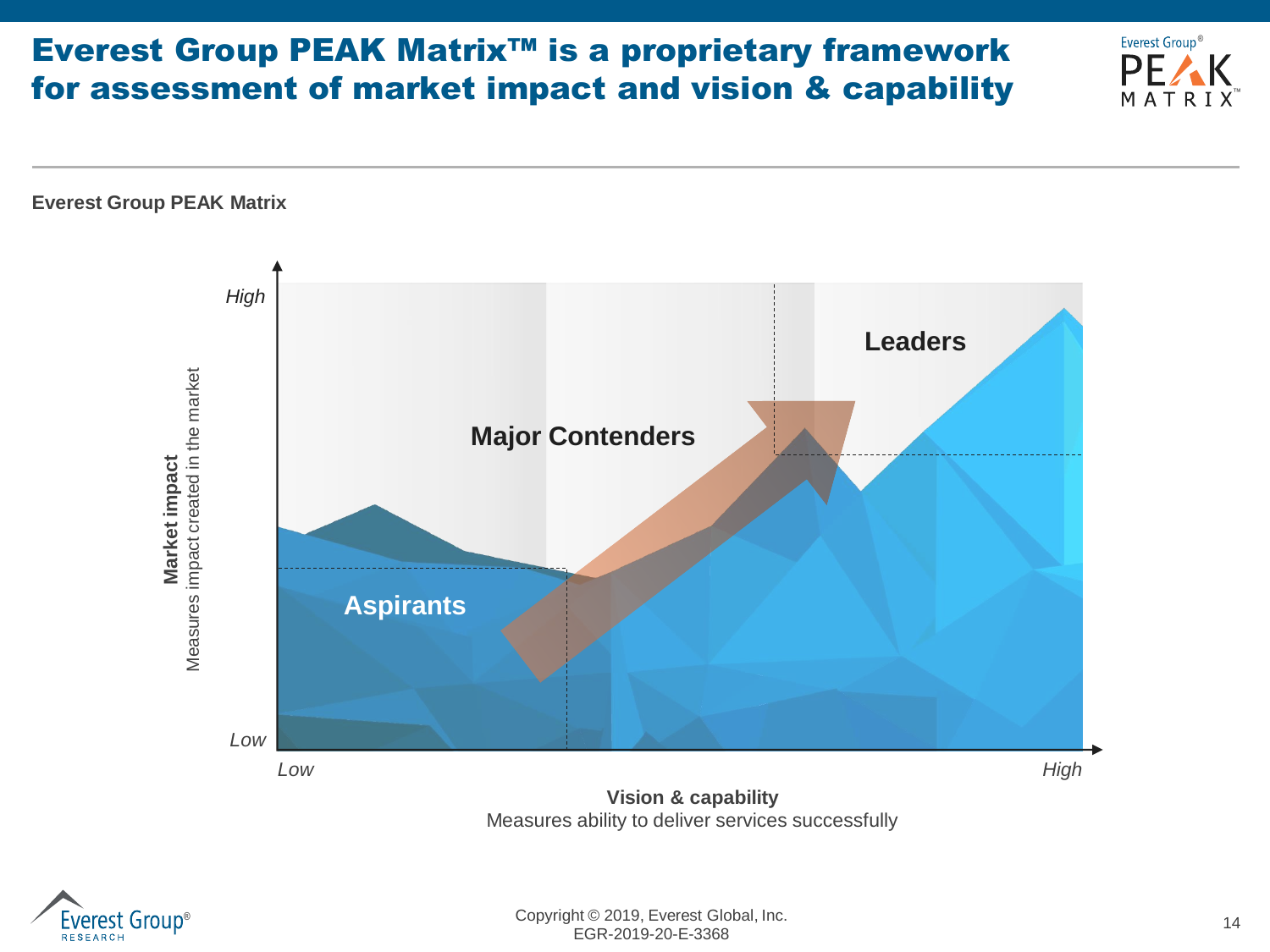# Everest Group PEAK Matrix™ is a proprietary framework for assessment of market impact and vision & capability

**Everest Group PEAK Matrix**

High

Low

**Market impact**
Measures impact created in the market

**Leaders**

**Major Contenders**

**Aspirants**

Low

High

**Vision & capability**
Measures ability to deliver services successfully

Copyright © 2019, Everest Global, Inc.
EGR-2019-20-E-3368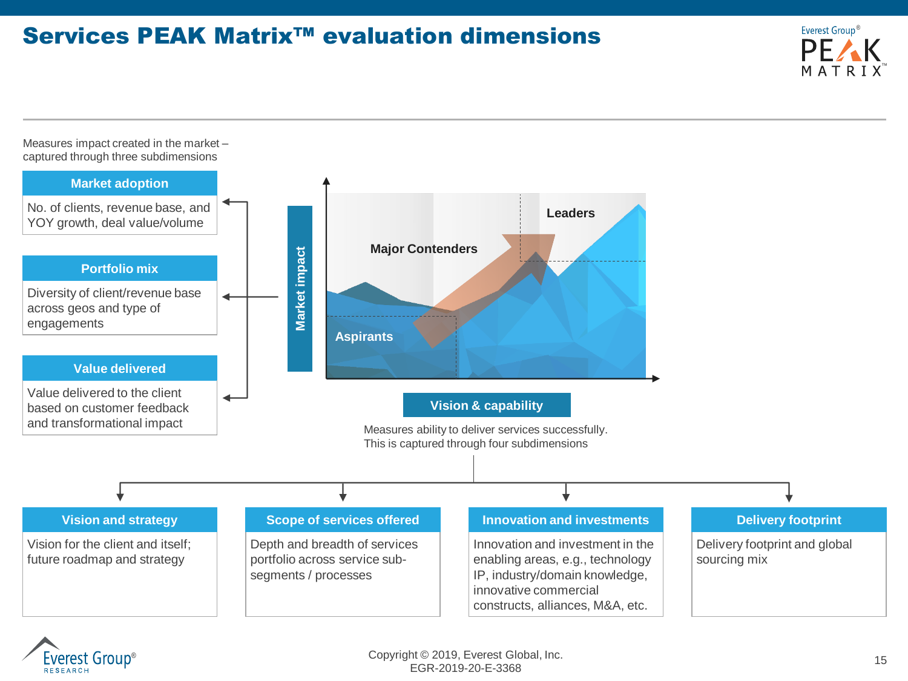# Services PEAK Matrix™ evaluation dimensions

Measures impact created in the market – captured through three subdimensions

**Market adoption**

No. of clients, revenue base, and YOY growth, deal value/volume

**Portfolio mix**

Diversity of client/revenue base across geos and type of engagements

**Value delivered**

Value delivered to the client based on customer feedback and transformational impact

Market impact

Leaders

Major Contenders

Aspirants

Vision & capability

Measures ability to deliver services successfully. This is captured through four subdimensions

**Vision and strategy**

Vision for the client and itself; future roadmap and strategy

**Scope of services offered**

Depth and breadth of services portfolio across service sub-segments / processes

**Innovation and investments**

Innovation and investment in the enabling areas, e.g., technology IP, industry/domain knowledge, innovative commercial constructs, alliances, M&A, etc.

**Delivery footprint**

Delivery footprint and global sourcing mix

Copyright © 2019, Everest Global, Inc.
EGR-2019-20-E-3368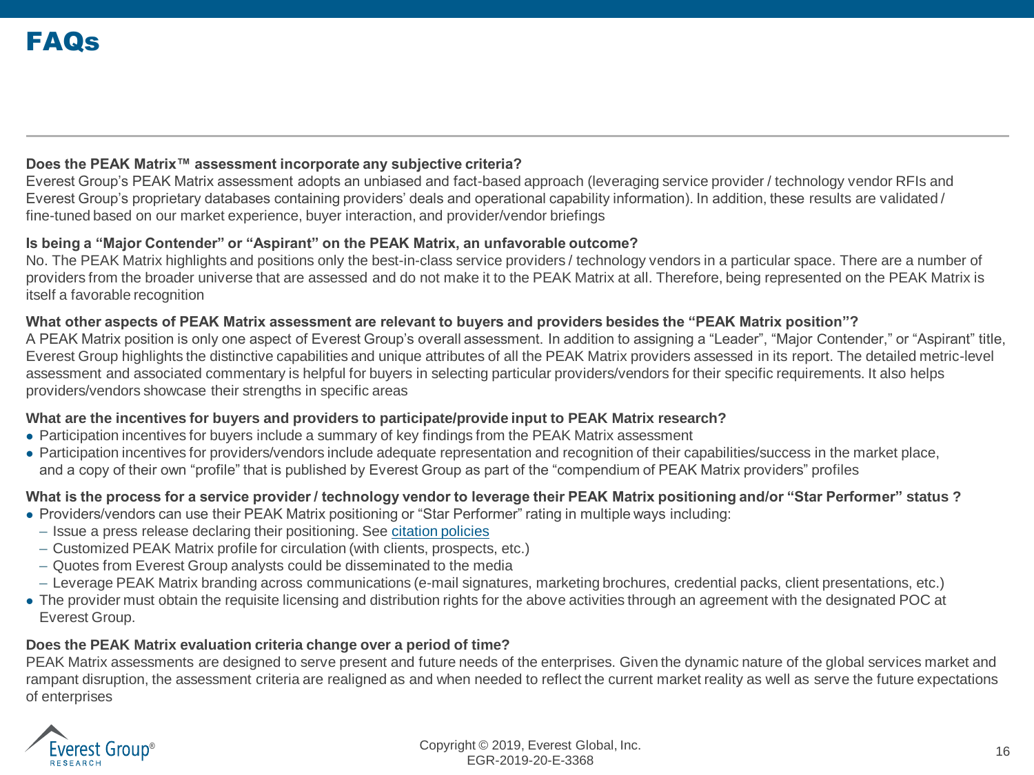# FAQs

**Does the PEAK Matrix™ assessment incorporate any subjective criteria?**

Everest Group's PEAK Matrix assessment adopts an unbiased and fact-based approach (leveraging service provider / technology vendor RFIs and Everest Group's proprietary databases containing providers' deals and operational capability information). In addition, these results are validated / fine-tuned based on our market experience, buyer interaction, and provider/vendor briefings

**Is being a "Major Contender" or "Aspirant" on the PEAK Matrix, an unfavorable outcome?**

No. The PEAK Matrix highlights and positions only the best-in-class service providers / technology vendors in a particular space. There are a number of providers from the broader universe that are assessed and do not make it to the PEAK Matrix at all. Therefore, being represented on the PEAK Matrix is itself a favorable recognition

**What other aspects of PEAK Matrix assessment are relevant to buyers and providers besides the "PEAK Matrix position"?**

A PEAK Matrix position is only one aspect of Everest Group's overall assessment. In addition to assigning a "Leader", "Major Contender," or "Aspirant" title, Everest Group highlights the distinctive capabilities and unique attributes of all the PEAK Matrix providers assessed in its report. The detailed metric-level assessment and associated commentary is helpful for buyers in selecting particular providers/vendors for their specific requirements. It also helps providers/vendors showcase their strengths in specific areas

**What are the incentives for buyers and providers to participate/provide input to PEAK Matrix research?**

- Participation incentives for buyers include a summary of key findings from the PEAK Matrix assessment
- Participation incentives for providers/vendors include adequate representation and recognition of their capabilities/success in the market place, and a copy of their own "profile" that is published by Everest Group as part of the "compendium of PEAK Matrix providers" profiles

**What is the process for a service provider / technology vendor to leverage their PEAK Matrix positioning and/or "Star Performer" status ?**

- Providers/vendors can use their PEAK Matrix positioning or "Star Performer" rating in multiple ways including:
  - Issue a press release declaring their positioning. See citation policies
  - Customized PEAK Matrix profile for circulation (with clients, prospects, etc.)
  - Quotes from Everest Group analysts could be disseminated to the media
  - Leverage PEAK Matrix branding across communications (e-mail signatures, marketing brochures, credential packs, client presentations, etc.)
- The provider must obtain the requisite licensing and distribution rights for the above activities through an agreement with the designated POC at Everest Group.

**Does the PEAK Matrix evaluation criteria change over a period of time?**

PEAK Matrix assessments are designed to serve present and future needs of the enterprises. Given the dynamic nature of the global services market and rampant disruption, the assessment criteria are realigned as and when needed to reflect the current market reality as well as serve the future expectations of enterprises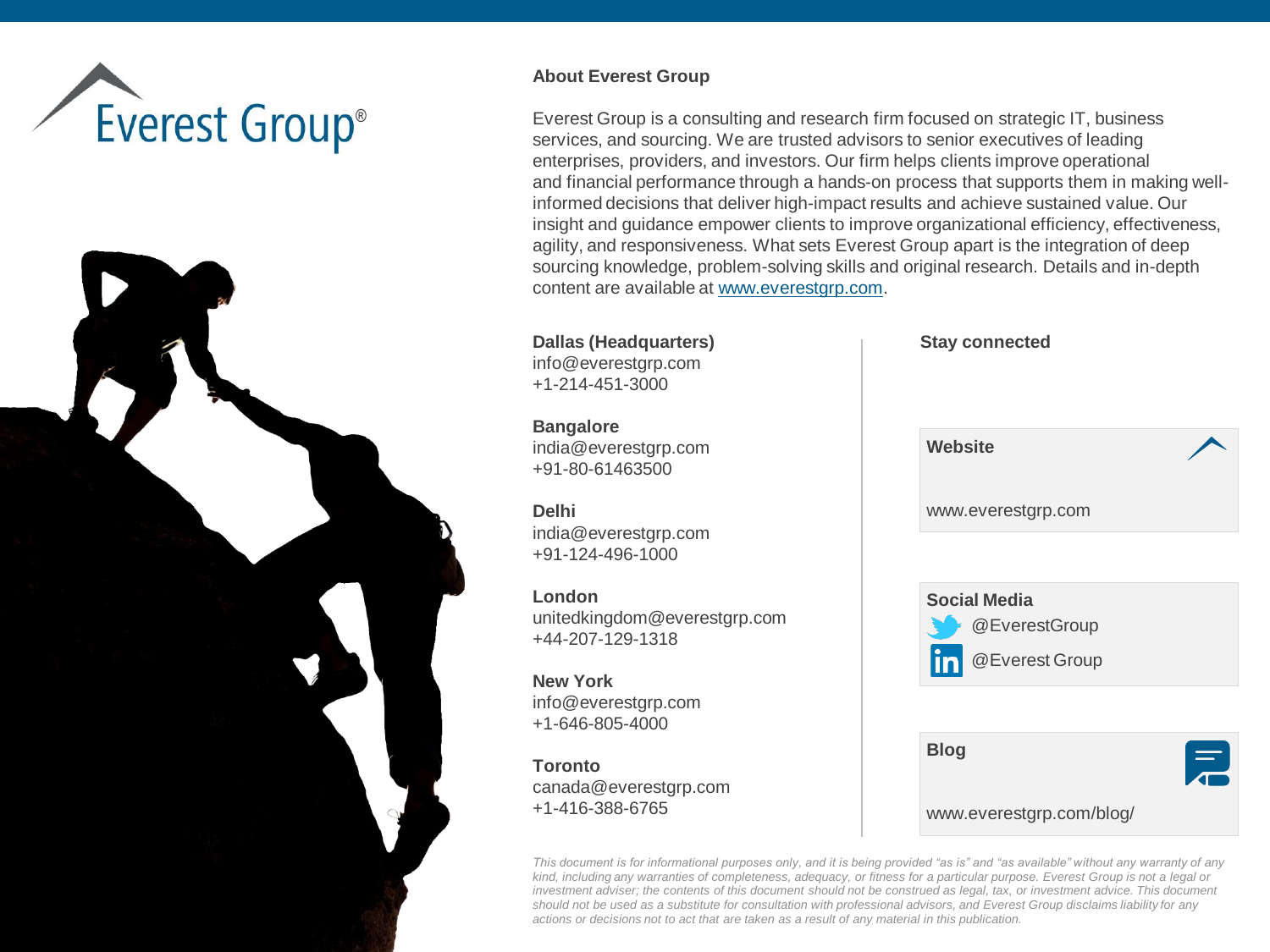## About Everest Group

Everest Group is a consulting and research firm focused on strategic IT, business services, and sourcing. We are trusted advisors to senior executives of leading enterprises, providers, and investors. Our firm helps clients improve operational and financial performance through a hands-on process that supports them in making well-informed decisions that deliver high-impact results and achieve sustained value. Our insight and guidance empower clients to improve organizational efficiency, effectiveness, agility, and responsiveness. What sets Everest Group apart is the integration of deep sourcing knowledge, problem-solving skills and original research. Details and in-depth content are available at [www.everestgrp.com](www.everestgrp.com).

**Dallas (Headquarters)**
info@everestgrp.com
+1-214-451-3000

**Bangalore**
india@everestgrp.com
+91-80-61463500

**Delhi**
india@everestgrp.com
+91-124-496-1000

**London**
unitedkingdom@everestgrp.com
+44-207-129-1318

**New York**
info@everestgrp.com
+1-646-805-4000

**Toronto**
canada@everestgrp.com
+1-416-388-6765

**Stay connected**

**Website**
www.everestgrp.com

**Social Media**
@EverestGroup
@Everest Group

**Blog**
www.everestgrp.com/blog/

*This document is for informational purposes only, and it is being provided "as is" and "as available" without any warranty of any kind, including any warranties of completeness, adequacy, or fitness for a particular purpose. Everest Group is not a legal or investment adviser; the contents of this document should not be construed as legal, tax, or investment advice. This document should not be used as a substitute for consultation with professional advisors, and Everest Group disclaims liability for any actions or decisions not to act that are taken as a result of any material in this publication.*